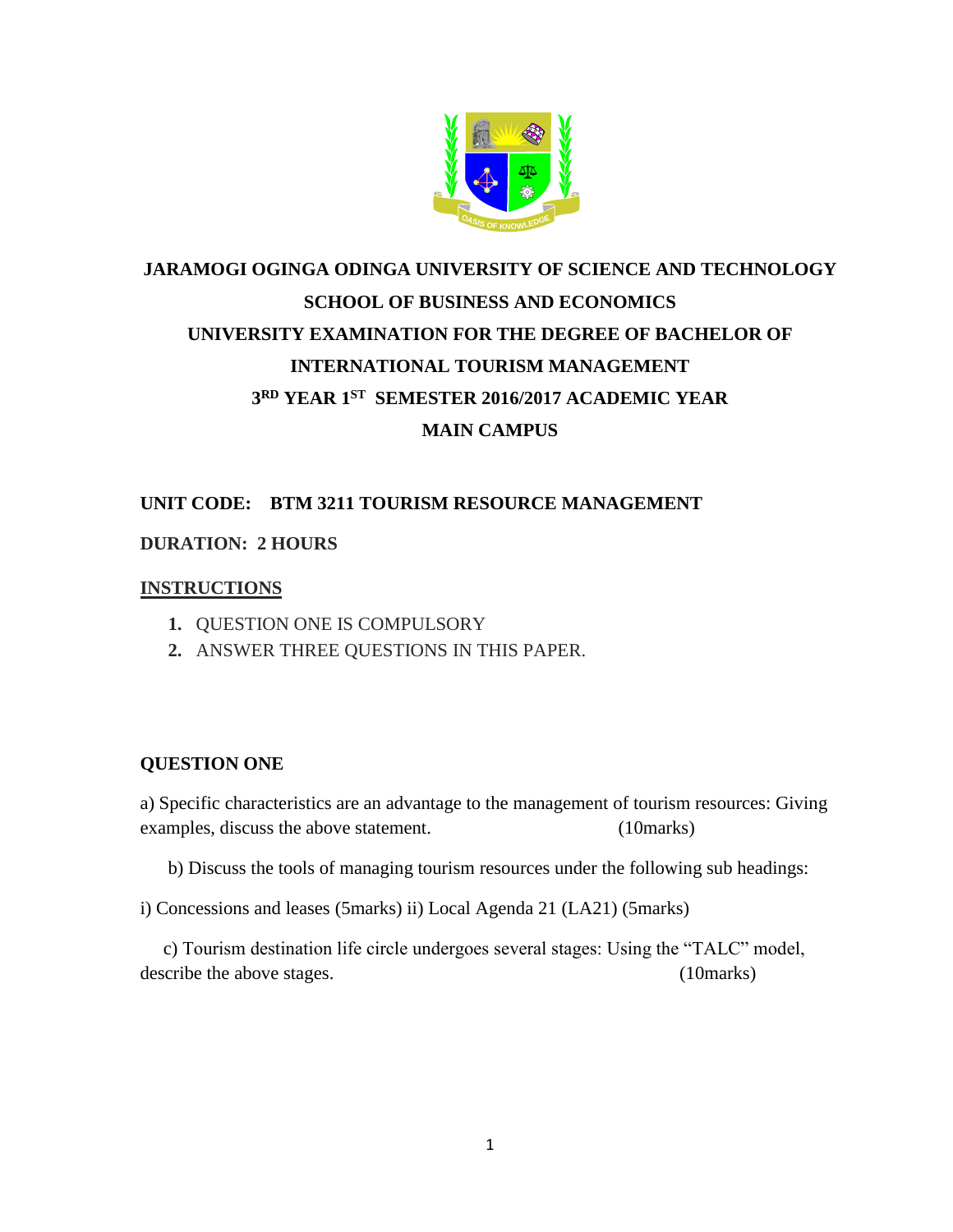# JARAMOGI OGINGA ODINGA UNIVERSITY OF SCIENCE AND TECHNOLOGY

## SCHOOL OF BUSINESS AND ECONOMICS

## UNIVERSITY EXAMINATION FOR THE DEGREE OF BACHELOR OF INTERNATIONAL TOURISM MANAGEMENT

## 3RD YEAR 1ST SEMESTER 2016/2017 ACADEMIC YEAR

## MAIN CAMPUS

**UNIT CODE: BTM 3211 TOURISM RESOURCE MANAGEMENT**

**DURATION: 2 HOURS**

**INSTRUCTIONS**

1. QUESTION ONE IS COMPULSORY
2. ANSWER THREE QUESTIONS IN THIS PAPER.

**QUESTION ONE**

a) Specific characteristics are an advantage to the management of tourism resources: Giving examples, discuss the above statement. (10marks)

b) Discuss the tools of managing tourism resources under the following sub headings:

i) Concessions and leases (5marks) ii) Local Agenda 21 (LA21) (5marks)

c) Tourism destination life circle undergoes several stages: Using the "TALC" model, describe the above stages. (10marks)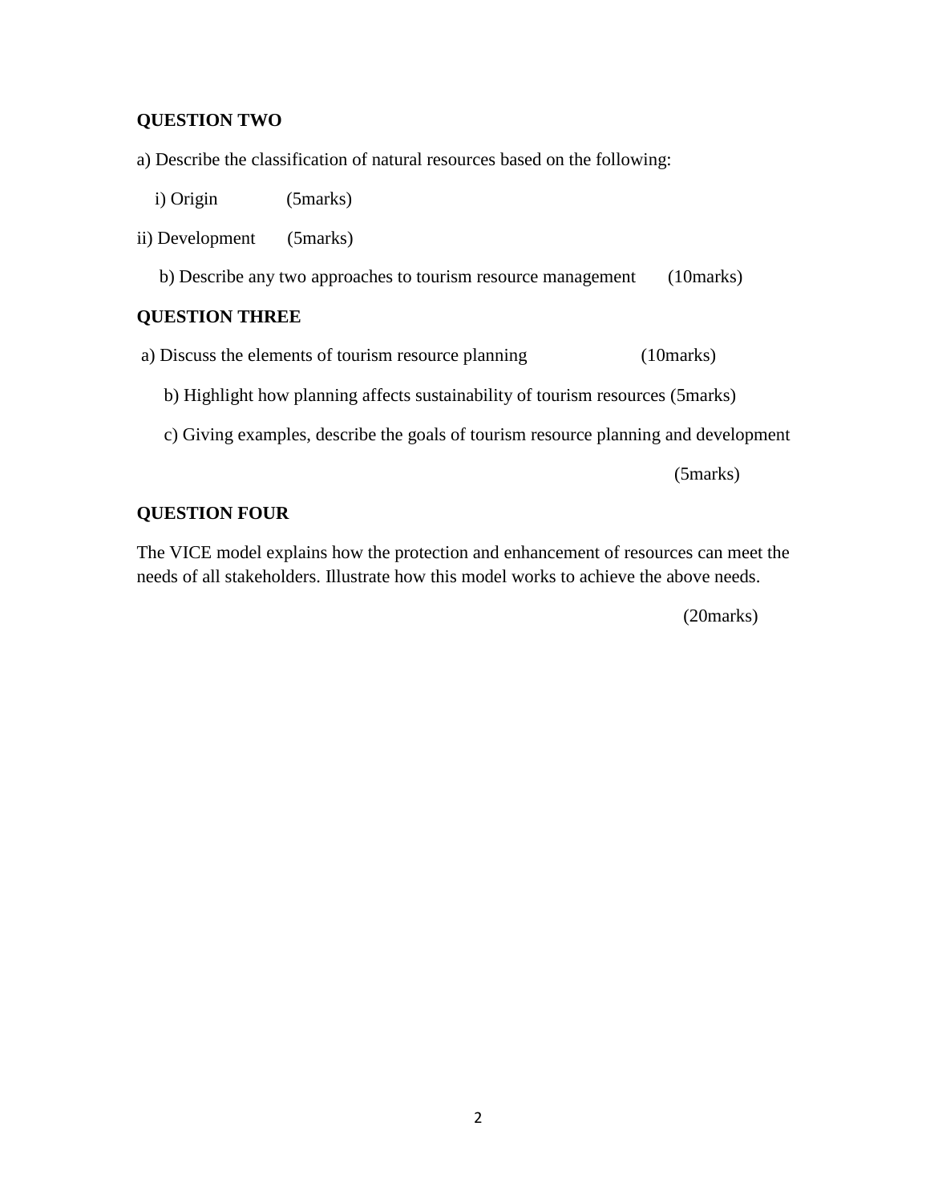**QUESTION TWO**

a) Describe the classification of natural resources based on the following:

i) Origin (5marks)

ii) Development (5marks)

b) Describe any two approaches to tourism resource management (10marks)

**QUESTION THREE**

a) Discuss the elements of tourism resource planning (10marks)

b) Highlight how planning affects sustainability of tourism resources (5marks)

c) Giving examples, describe the goals of tourism resource planning and development

(5marks)

**QUESTION FOUR**

The VICE model explains how the protection and enhancement of resources can meet the needs of all stakeholders. Illustrate how this model works to achieve the above needs.

(20marks)